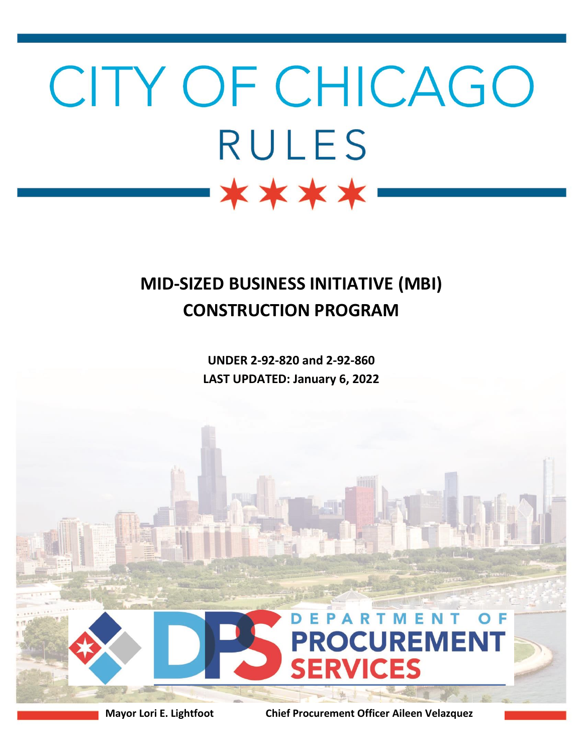# CITY OF CHICAGO

# RULES

## MID-SIZED BUSINESS INITIATIVE (MBI) CONSTRUCTION PROGRAM

**UNDER 2-92-820 and 2-92-860**

**LAST UPDATED: January 6, 2022**

DEPARTMENT OF PROCUREMENT SERVICES

**Mayor Lori E. Lightfoot** **Chief Procurement Officer Aileen Velazquez**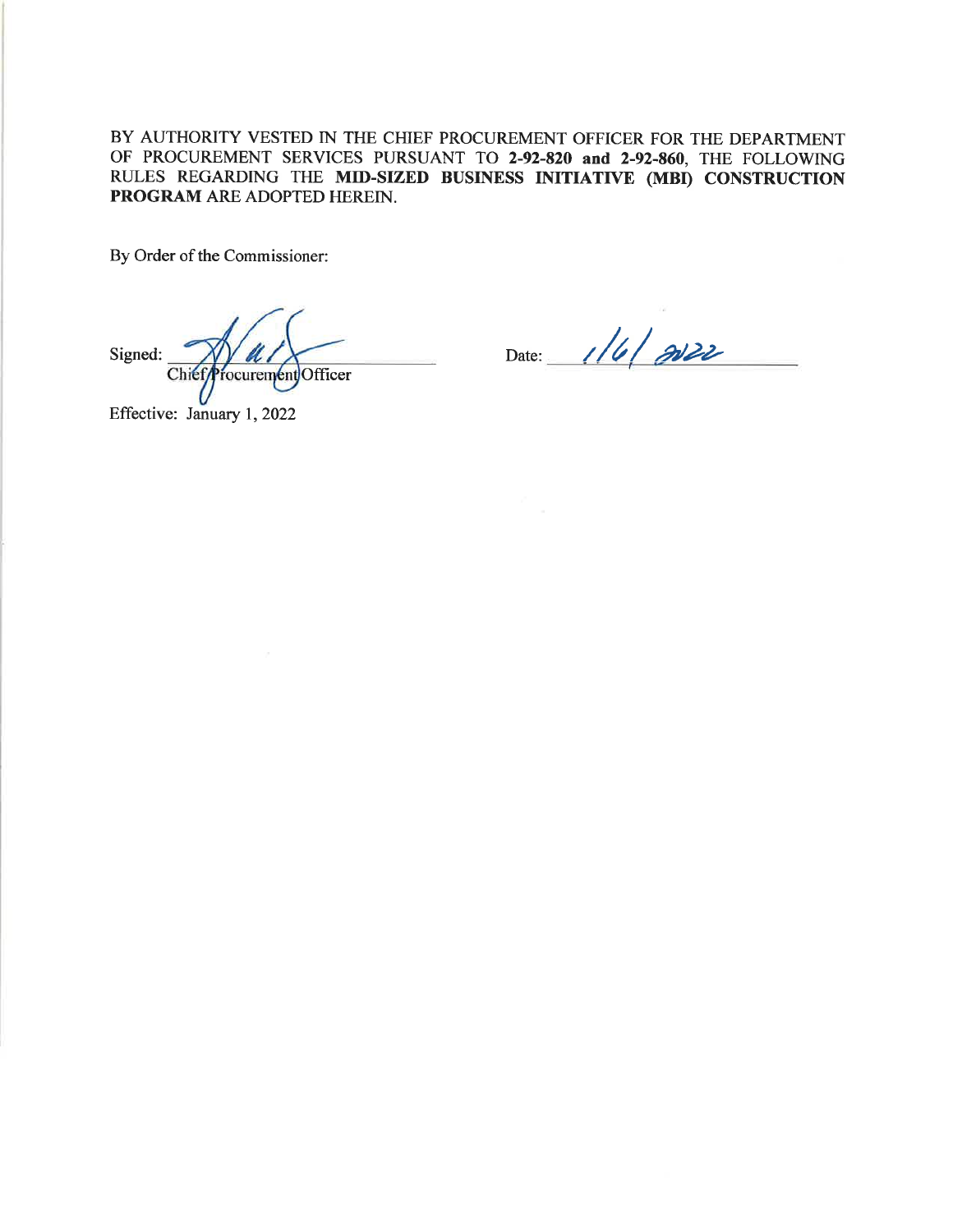BY AUTHORITY VESTED IN THE CHIEF PROCUREMENT OFFICER FOR THE DEPARTMENT OF PROCUREMENT SERVICES PURSUANT TO **2-92-820 and 2-92-860**, THE FOLLOWING RULES REGARDING THE **MID-SIZED BUSINESS INITIATIVE (MBI) CONSTRUCTION PROGRAM** ARE ADOPTED HEREIN.

By Order of the Commissioner:

Signed: ______________________ Date: 1/6/2022
Chief Procurement Officer

Effective: January 1, 2022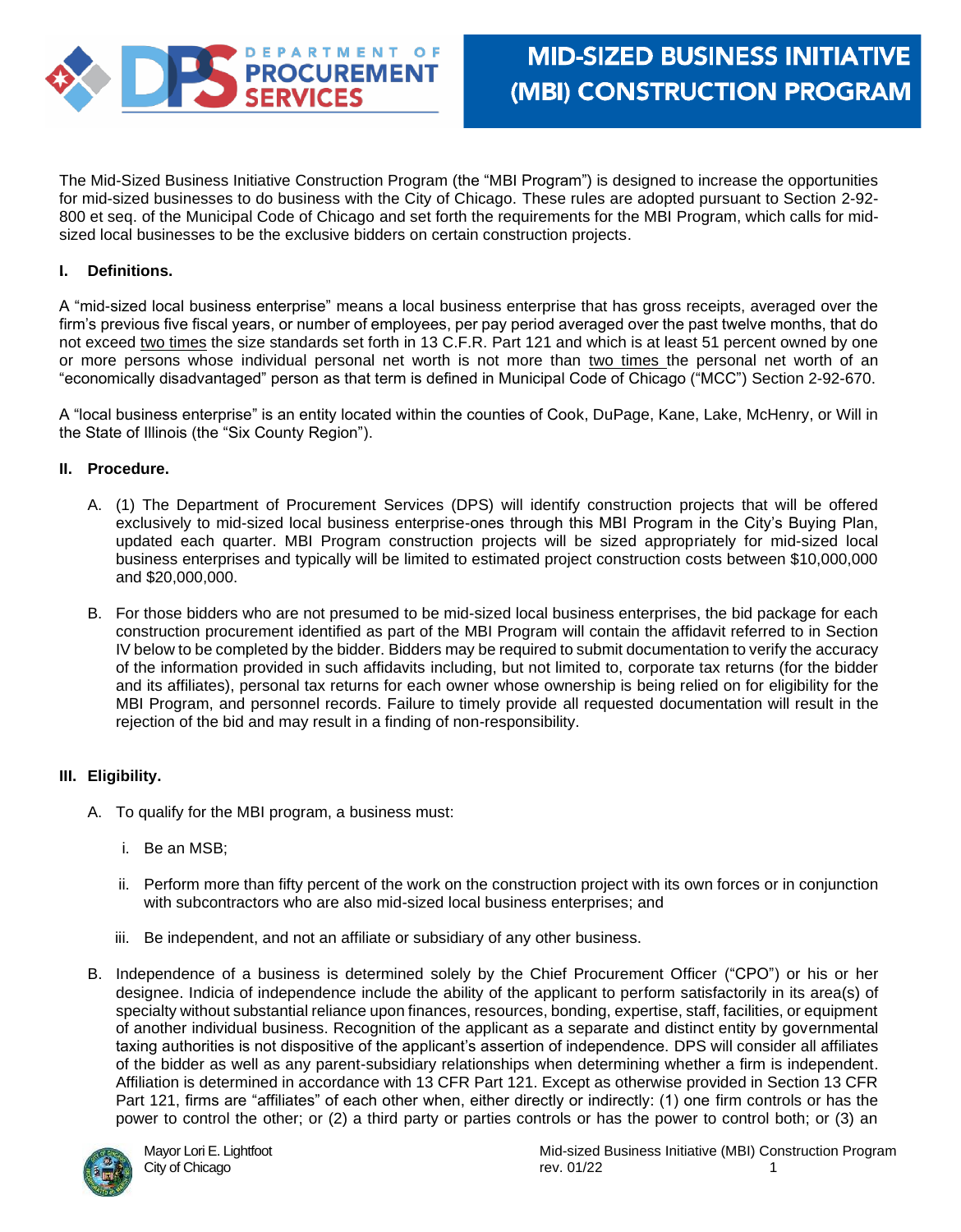# MID-SIZED BUSINESS INITIATIVE (MBI) CONSTRUCTION PROGRAM

The Mid-Sized Business Initiative Construction Program (the "MBI Program") is designed to increase the opportunities for mid-sized businesses to do business with the City of Chicago. These rules are adopted pursuant to Section 2-92-800 et seq. of the Municipal Code of Chicago and set forth the requirements for the MBI Program, which calls for mid-sized local businesses to be the exclusive bidders on certain construction projects.

## I. Definitions.

A "mid-sized local business enterprise" means a local business enterprise that has gross receipts, averaged over the firm's previous five fiscal years, or number of employees, per pay period averaged over the past twelve months, that do not exceed two times the size standards set forth in 13 C.F.R. Part 121 and which is at least 51 percent owned by one or more persons whose individual personal net worth is not more than two times the personal net worth of an "economically disadvantaged" person as that term is defined in Municipal Code of Chicago ("MCC") Section 2-92-670.

A "local business enterprise" is an entity located within the counties of Cook, DuPage, Kane, Lake, McHenry, or Will in the State of Illinois (the "Six County Region").

## II. Procedure.

A. (1) The Department of Procurement Services (DPS) will identify construction projects that will be offered exclusively to mid-sized local business enterprise-ones through this MBI Program in the City's Buying Plan, updated each quarter. MBI Program construction projects will be sized appropriately for mid-sized local business enterprises and typically will be limited to estimated project construction costs between $10,000,000 and $20,000,000.

B. For those bidders who are not presumed to be mid-sized local business enterprises, the bid package for each construction procurement identified as part of the MBI Program will contain the affidavit referred to in Section IV below to be completed by the bidder. Bidders may be required to submit documentation to verify the accuracy of the information provided in such affidavits including, but not limited to, corporate tax returns (for the bidder and its affiliates), personal tax returns for each owner whose ownership is being relied on for eligibility for the MBI Program, and personnel records. Failure to timely provide all requested documentation will result in the rejection of the bid and may result in a finding of non-responsibility.

## III. Eligibility.

A. To qualify for the MBI program, a business must:

i. Be an MSB;

ii. Perform more than fifty percent of the work on the construction project with its own forces or in conjunction with subcontractors who are also mid-sized local business enterprises; and

iii. Be independent, and not an affiliate or subsidiary of any other business.

B. Independence of a business is determined solely by the Chief Procurement Officer ("CPO") or his or her designee. Indicia of independence include the ability of the applicant to perform satisfactorily in its area(s) of specialty without substantial reliance upon finances, resources, bonding, expertise, staff, facilities, or equipment of another individual business. Recognition of the applicant as a separate and distinct entity by governmental taxing authorities is not dispositive of the applicant's assertion of independence. DPS will consider all affiliates of the bidder as well as any parent-subsidiary relationships when determining whether a firm is independent. Affiliation is determined in accordance with 13 CFR Part 121. Except as otherwise provided in Section 13 CFR Part 121, firms are "affiliates" of each other when, either directly or indirectly: (1) one firm controls or has the power to control the other; or (2) a third party or parties controls or has the power to control both; or (3) an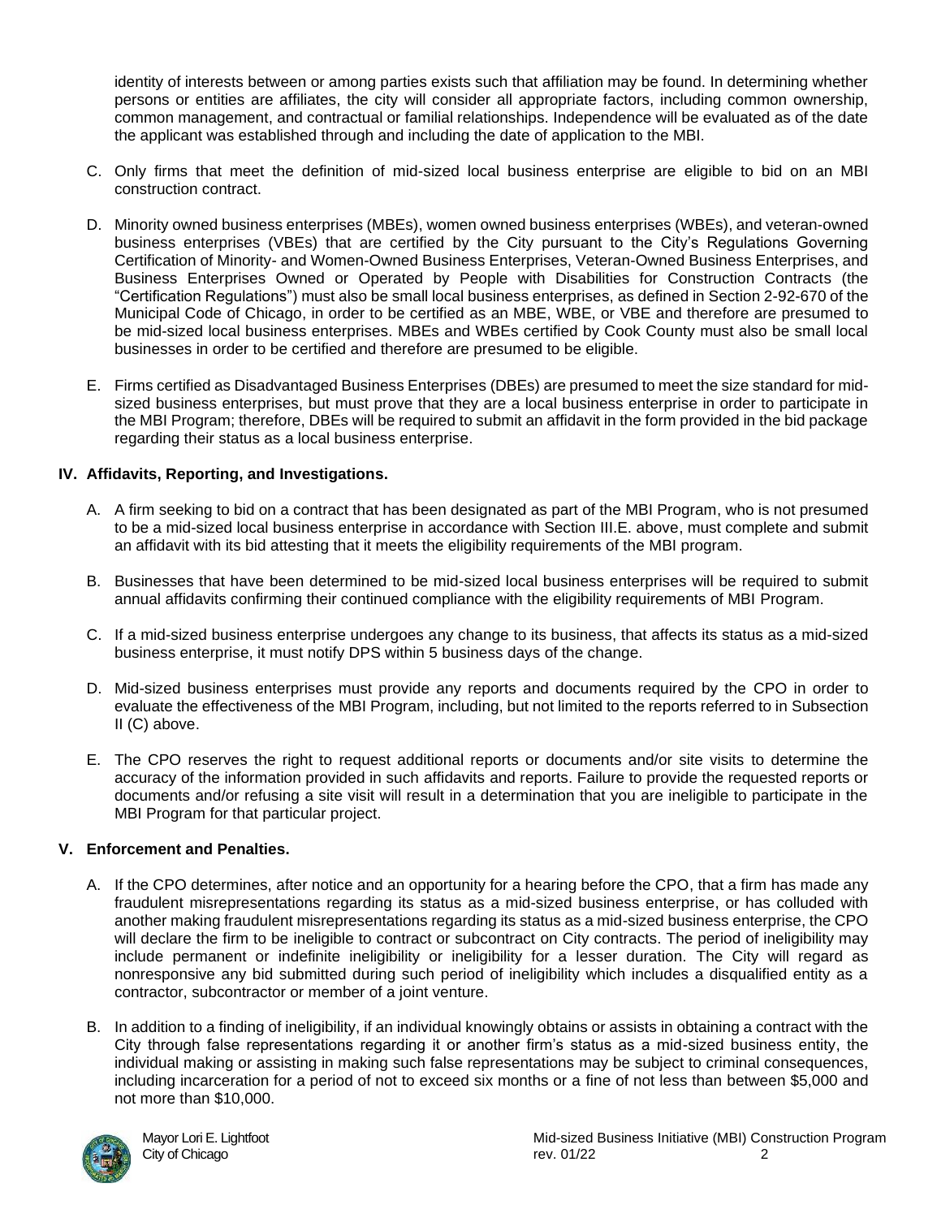identity of interests between or among parties exists such that affiliation may be found. In determining whether persons or entities are affiliates, the city will consider all appropriate factors, including common ownership, common management, and contractual or familial relationships. Independence will be evaluated as of the date the applicant was established through and including the date of application to the MBI.

C. Only firms that meet the definition of mid-sized local business enterprise are eligible to bid on an MBI construction contract.

D. Minority owned business enterprises (MBEs), women owned business enterprises (WBEs), and veteran-owned business enterprises (VBEs) that are certified by the City pursuant to the City's Regulations Governing Certification of Minority- and Women-Owned Business Enterprises, Veteran-Owned Business Enterprises, and Business Enterprises Owned or Operated by People with Disabilities for Construction Contracts (the "Certification Regulations") must also be small local business enterprises, as defined in Section 2-92-670 of the Municipal Code of Chicago, in order to be certified as an MBE, WBE, or VBE and therefore are presumed to be mid-sized local business enterprises. MBEs and WBEs certified by Cook County must also be small local businesses in order to be certified and therefore are presumed to be eligible.

E. Firms certified as Disadvantaged Business Enterprises (DBEs) are presumed to meet the size standard for mid-sized business enterprises, but must prove that they are a local business enterprise in order to participate in the MBI Program; therefore, DBEs will be required to submit an affidavit in the form provided in the bid package regarding their status as a local business enterprise.

## IV. Affidavits, Reporting, and Investigations.

A. A firm seeking to bid on a contract that has been designated as part of the MBI Program, who is not presumed to be a mid-sized local business enterprise in accordance with Section III.E. above, must complete and submit an affidavit with its bid attesting that it meets the eligibility requirements of the MBI program.

B. Businesses that have been determined to be mid-sized local business enterprises will be required to submit annual affidavits confirming their continued compliance with the eligibility requirements of MBI Program.

C. If a mid-sized business enterprise undergoes any change to its business, that affects its status as a mid-sized business enterprise, it must notify DPS within 5 business days of the change.

D. Mid-sized business enterprises must provide any reports and documents required by the CPO in order to evaluate the effectiveness of the MBI Program, including, but not limited to the reports referred to in Subsection II (C) above.

E. The CPO reserves the right to request additional reports or documents and/or site visits to determine the accuracy of the information provided in such affidavits and reports. Failure to provide the requested reports or documents and/or refusing a site visit will result in a determination that you are ineligible to participate in the MBI Program for that particular project.

## V. Enforcement and Penalties.

A. If the CPO determines, after notice and an opportunity for a hearing before the CPO, that a firm has made any fraudulent misrepresentations regarding its status as a mid-sized business enterprise, or has colluded with another making fraudulent misrepresentations regarding its status as a mid-sized business enterprise, the CPO will declare the firm to be ineligible to contract or subcontract on City contracts. The period of ineligibility may include permanent or indefinite ineligibility or ineligibility for a lesser duration. The City will regard as nonresponsive any bid submitted during such period of ineligibility which includes a disqualified entity as a contractor, subcontractor or member of a joint venture.

B. In addition to a finding of ineligibility, if an individual knowingly obtains or assists in obtaining a contract with the City through false representations regarding it or another firm's status as a mid-sized business entity, the individual making or assisting in making such false representations may be subject to criminal consequences, including incarceration for a period of not to exceed six months or a fine of not less than between $5,000 and not more than $10,000.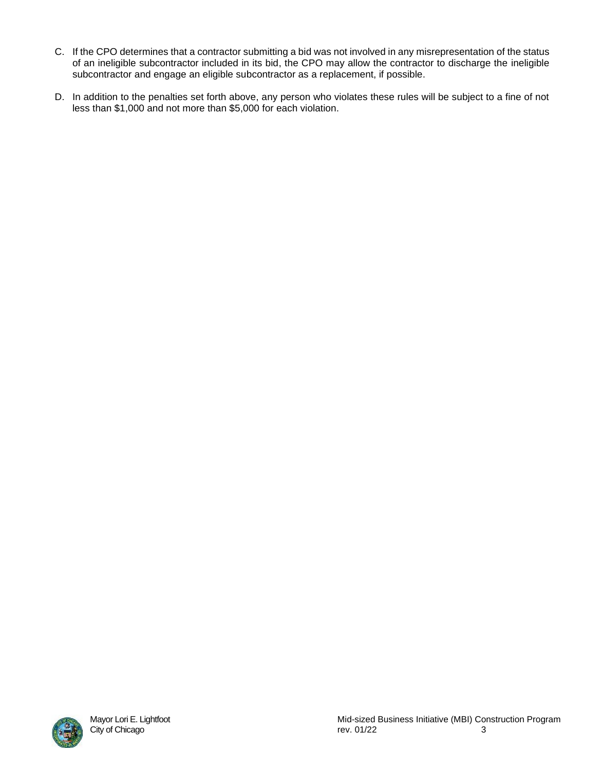C. If the CPO determines that a contractor submitting a bid was not involved in any misrepresentation of the status of an ineligible subcontractor included in its bid, the CPO may allow the contractor to discharge the ineligible subcontractor and engage an eligible subcontractor as a replacement, if possible.

D. In addition to the penalties set forth above, any person who violates these rules will be subject to a fine of not less than $1,000 and not more than $5,000 for each violation.